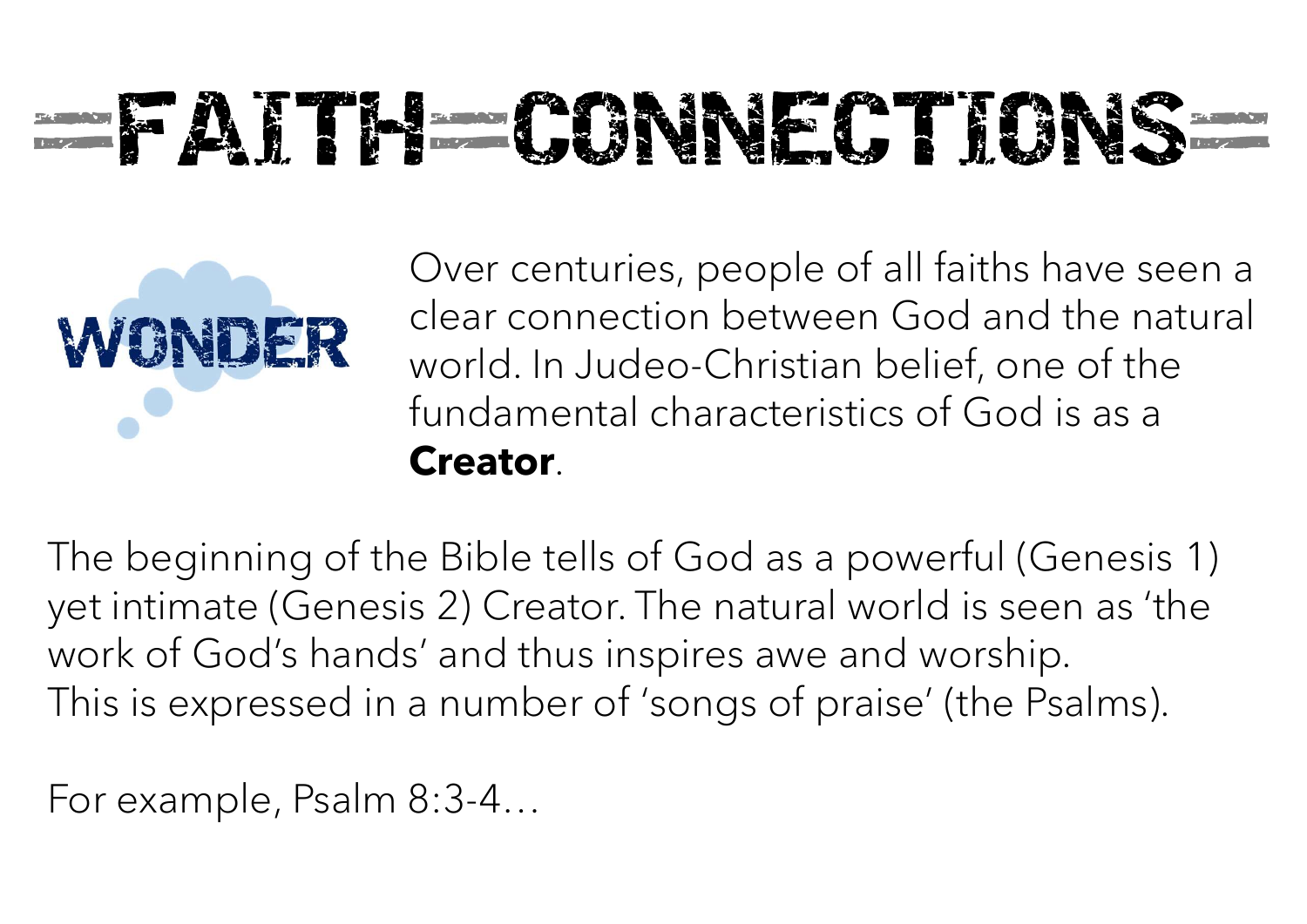# FAITH CONNECTIONS

## WONDER

Over centuries, people of all faiths have seen a clear connection between God and the natural world. In Judeo-Christian belief, one of the fundamental characteristics of God is as a **Creator**.

The beginning of the Bible tells of God as a powerful (Genesis 1) yet intimate (Genesis 2) Creator. The natural world is seen as 'the work of God's hands' and thus inspires awe and worship.
This is expressed in a number of 'songs of praise' (the Psalms).

For example, Psalm 8:3-4…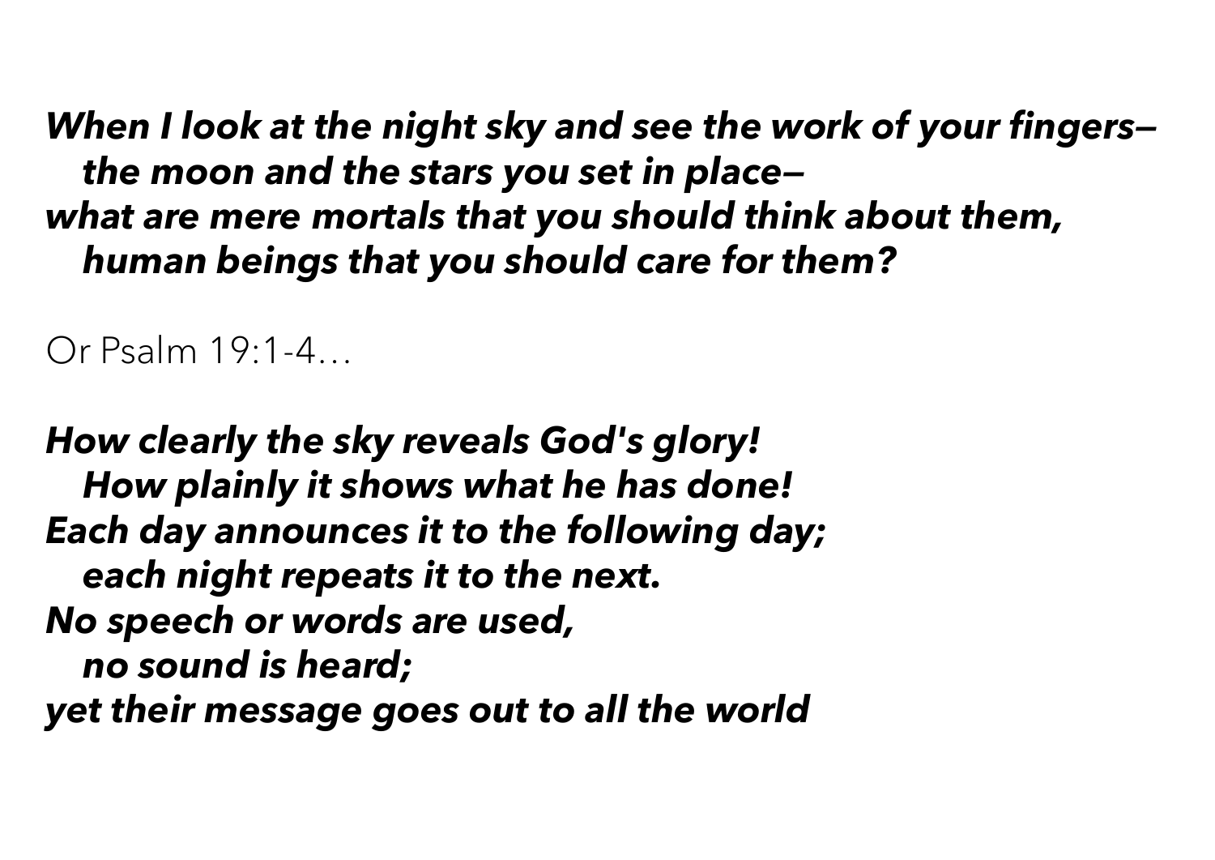***When I look at the night sky and see the work of your fingers—***
***the moon and the stars you set in place—***
***what are mere mortals that you should think about them,***
***human beings that you should care for them?***

Or Psalm 19:1-4…

***How clearly the sky reveals God's glory!***
***How plainly it shows what he has done!***
***Each day announces it to the following day;***
***each night repeats it to the next.***
***No speech or words are used,***
***no sound is heard;***
***yet their message goes out to all the world***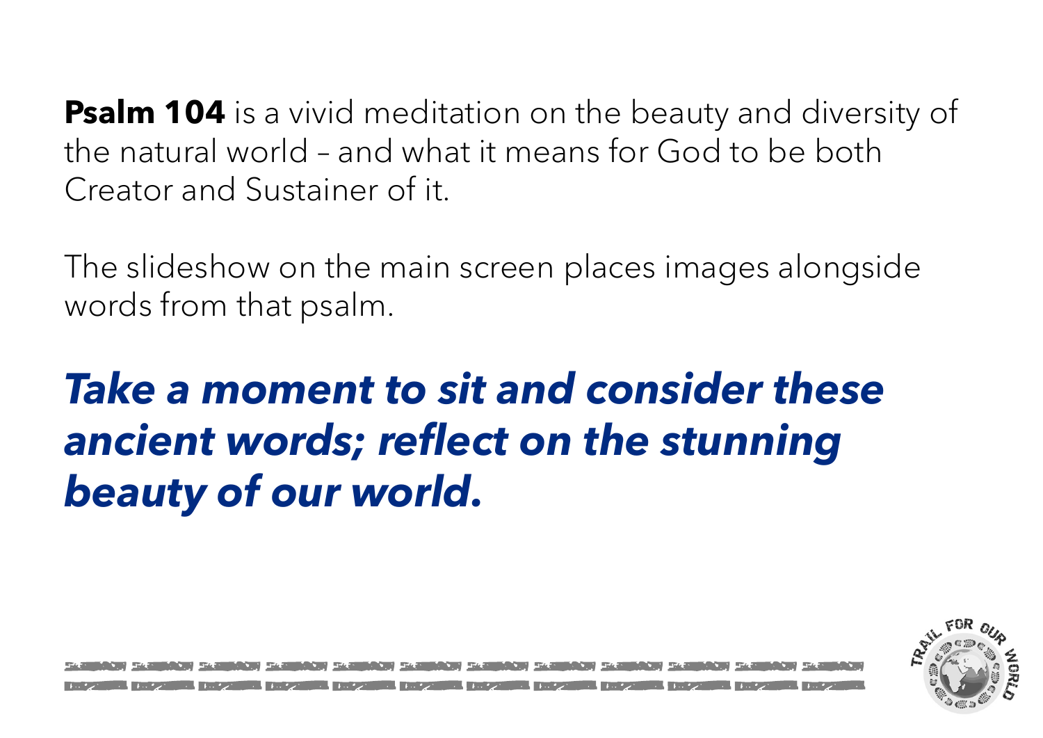**Psalm 104** is a vivid meditation on the beauty and diversity of the natural world – and what it means for God to be both Creator and Sustainer of it.

The slideshow on the main screen places images alongside words from that psalm.

***Take a moment to sit and consider these ancient words; reflect on the stunning beauty of our world.***